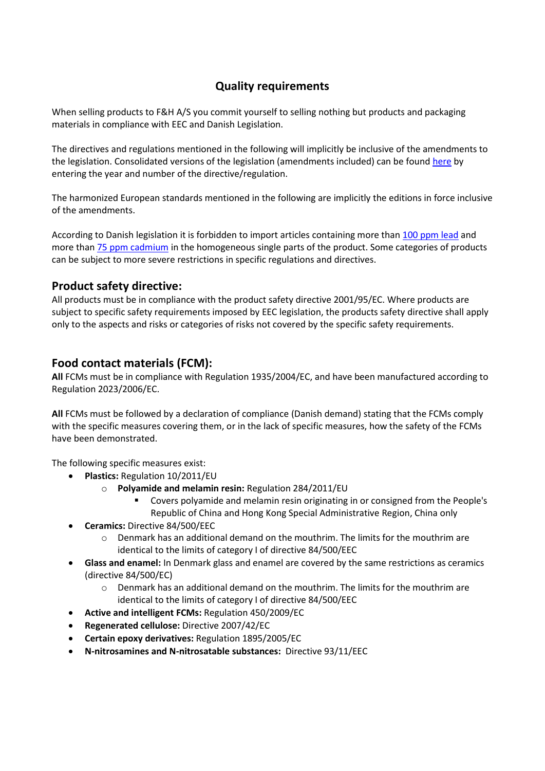# Quality requirements

When selling products to F&H A/S you commit yourself to selling nothing but products and packaging materials in compliance with EEC and Danish Legislation.

The directives and regulations mentioned in the following will implicitly be inclusive of the amendments to the legislation. Consolidated versions of the legislation (amendments included) can be found here by entering the year and number of the directive/regulation.

The harmonized European standards mentioned in the following are implicitly the editions in force inclusive of the amendments.

According to Danish legislation it is forbidden to import articles containing more than 100 ppm lead and more than 75 ppm cadmium in the homogeneous single parts of the product. Some categories of products can be subject to more severe restrictions in specific regulations and directives.

## Product safety directive:

All products must be in compliance with the product safety directive 2001/95/EC. Where products are subject to specific safety requirements imposed by EEC legislation, the products safety directive shall apply only to the aspects and risks or categories of risks not covered by the specific safety requirements.

## Food contact materials (FCM):

**All** FCMs must be in compliance with Regulation 1935/2004/EC, and have been manufactured according to Regulation 2023/2006/EC.

**All** FCMs must be followed by a declaration of compliance (Danish demand) stating that the FCMs comply with the specific measures covering them, or in the lack of specific measures, how the safety of the FCMs have been demonstrated.

The following specific measures exist:

- **Plastics:** Regulation 10/2011/EU
  - **Polyamide and melamin resin:** Regulation 284/2011/EU
    - Covers polyamide and melamin resin originating in or consigned from the People's Republic of China and Hong Kong Special Administrative Region, China only
- **Ceramics:** Directive 84/500/EEC
  - Denmark has an additional demand on the mouthrim. The limits for the mouthrim are identical to the limits of category I of directive 84/500/EEC
- **Glass and enamel:** In Denmark glass and enamel are covered by the same restrictions as ceramics (directive 84/500/EC)
  - Denmark has an additional demand on the mouthrim. The limits for the mouthrim are identical to the limits of category I of directive 84/500/EEC
- **Active and intelligent FCMs:** Regulation 450/2009/EC
- **Regenerated cellulose:** Directive 2007/42/EC
- **Certain epoxy derivatives:** Regulation 1895/2005/EC
- **N-nitrosamines and N-nitrosatable substances:** Directive 93/11/EEC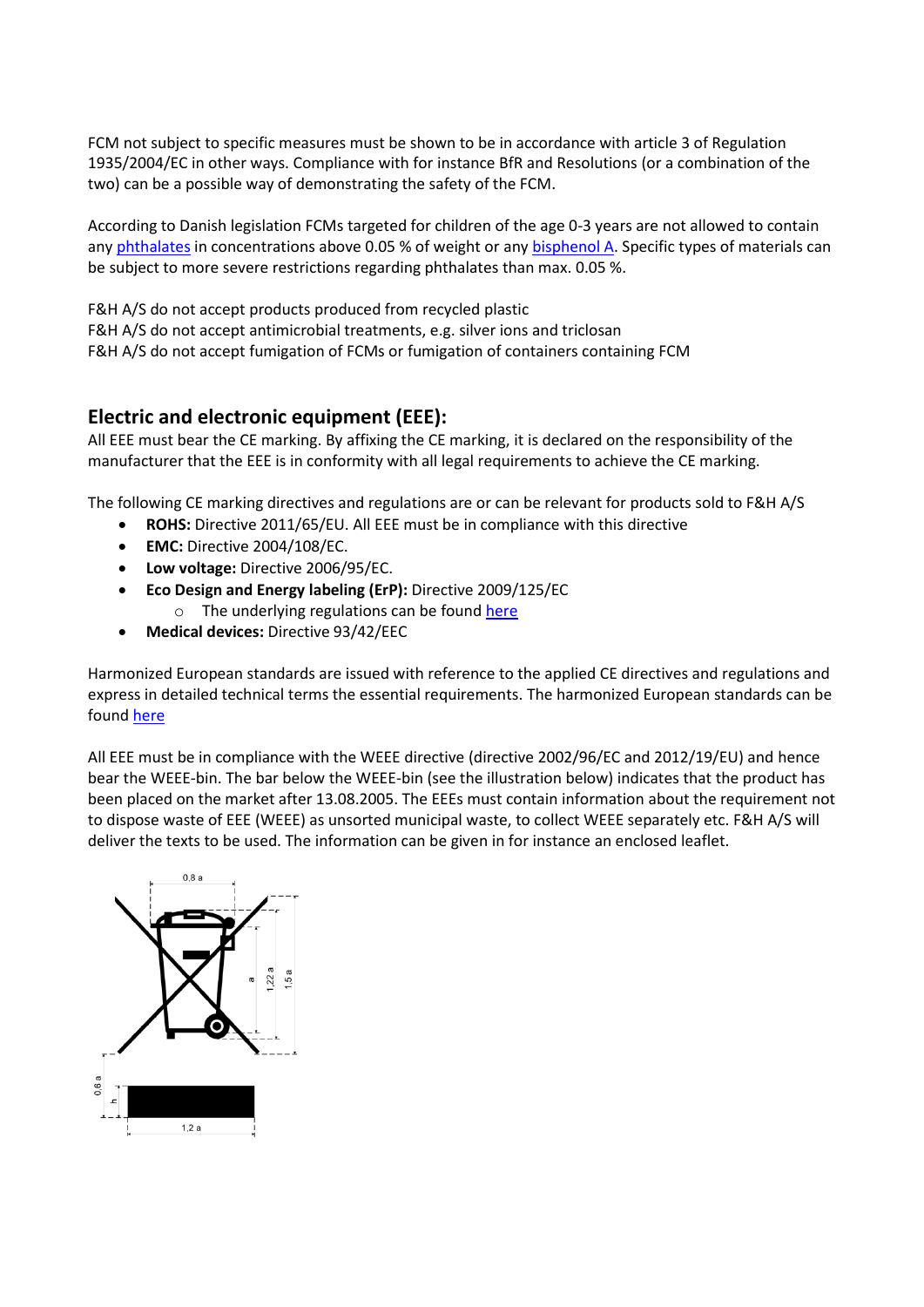FCM not subject to specific measures must be shown to be in accordance with article 3 of Regulation 1935/2004/EC in other ways. Compliance with for instance BfR and Resolutions (or a combination of the two) can be a possible way of demonstrating the safety of the FCM.

According to Danish legislation FCMs targeted for children of the age 0-3 years are not allowed to contain any phthalates in concentrations above 0.05 % of weight or any bisphenol A. Specific types of materials can be subject to more severe restrictions regarding phthalates than max. 0.05 %.

F&H A/S do not accept products produced from recycled plastic
F&H A/S do not accept antimicrobial treatments, e.g. silver ions and triclosan
F&H A/S do not accept fumigation of FCMs or fumigation of containers containing FCM

## Electric and electronic equipment (EEE):

All EEE must bear the CE marking. By affixing the CE marking, it is declared on the responsibility of the manufacturer that the EEE is in conformity with all legal requirements to achieve the CE marking.

The following CE marking directives and regulations are or can be relevant for products sold to F&H A/S

- **ROHS:** Directive 2011/65/EU. All EEE must be in compliance with this directive
- **EMC:** Directive 2004/108/EC.
- **Low voltage:** Directive 2006/95/EC.
- **Eco Design and Energy labeling (ErP):** Directive 2009/125/EC
  - The underlying regulations can be found here
- **Medical devices:** Directive 93/42/EEC

Harmonized European standards are issued with reference to the applied CE directives and regulations and express in detailed technical terms the essential requirements. The harmonized European standards can be found here

All EEE must be in compliance with the WEEE directive (directive 2002/96/EC and 2012/19/EU) and hence bear the WEEE-bin. The bar below the WEEE-bin (see the illustration below) indicates that the product has been placed on the market after 13.08.2005. The EEEs must contain information about the requirement not to dispose waste of EEE (WEEE) as unsorted municipal waste, to collect WEEE separately etc. F&H A/S will deliver the texts to be used. The information can be given in for instance an enclosed leaflet.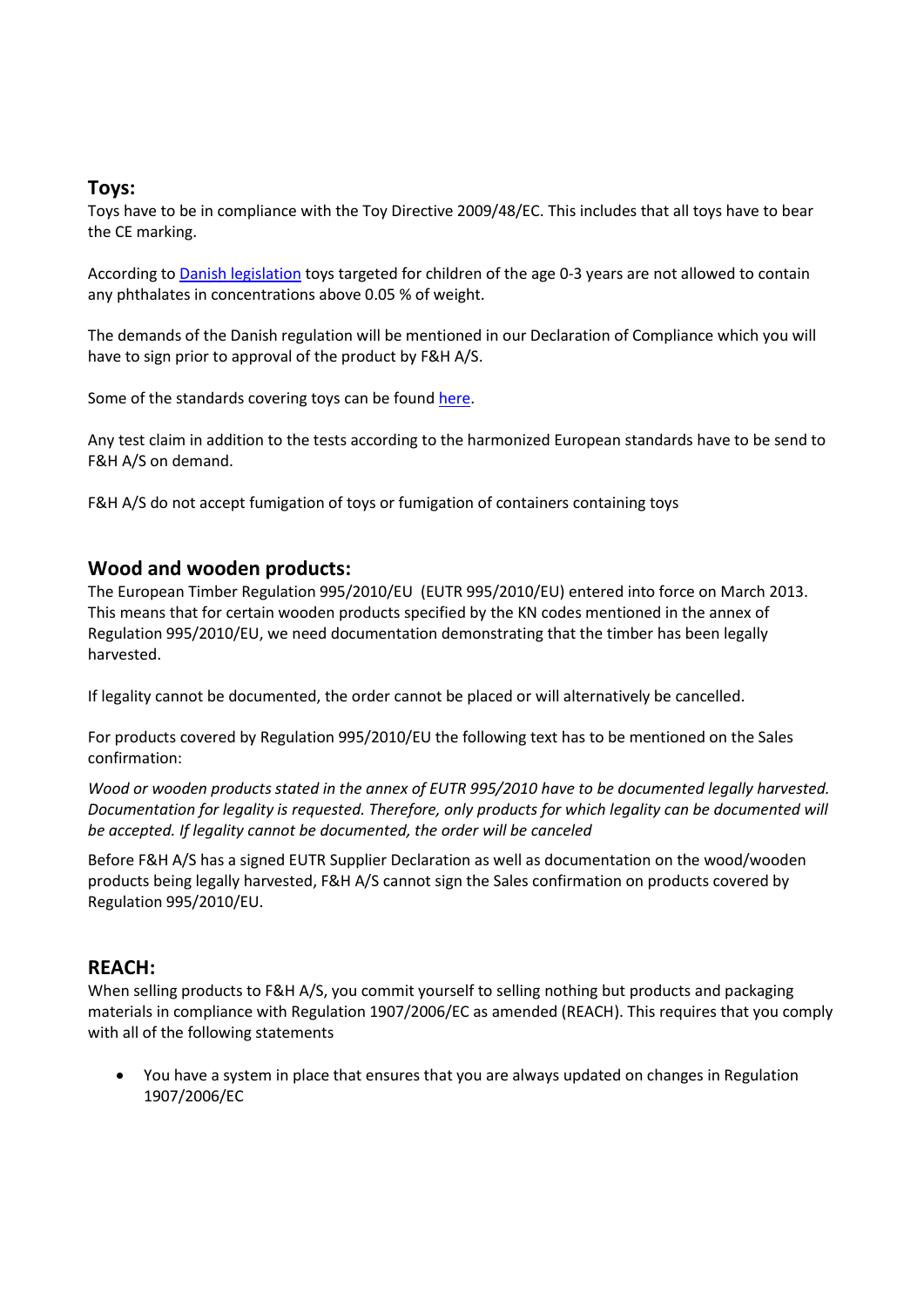## Toys:

Toys have to be in compliance with the Toy Directive 2009/48/EC. This includes that all toys have to bear the CE marking.

According to Danish legislation toys targeted for children of the age 0-3 years are not allowed to contain any phthalates in concentrations above 0.05 % of weight.

The demands of the Danish regulation will be mentioned in our Declaration of Compliance which you will have to sign prior to approval of the product by F&H A/S.

Some of the standards covering toys can be found here.

Any test claim in addition to the tests according to the harmonized European standards have to be send to F&H A/S on demand.

F&H A/S do not accept fumigation of toys or fumigation of containers containing toys

## Wood and wooden products:

The European Timber Regulation 995/2010/EU (EUTR 995/2010/EU) entered into force on March 2013. This means that for certain wooden products specified by the KN codes mentioned in the annex of Regulation 995/2010/EU, we need documentation demonstrating that the timber has been legally harvested.

If legality cannot be documented, the order cannot be placed or will alternatively be cancelled.

For products covered by Regulation 995/2010/EU the following text has to be mentioned on the Sales confirmation:

*Wood or wooden products stated in the annex of EUTR 995/2010 have to be documented legally harvested. Documentation for legality is requested. Therefore, only products for which legality can be documented will be accepted. If legality cannot be documented, the order will be canceled*

Before F&H A/S has a signed EUTR Supplier Declaration as well as documentation on the wood/wooden products being legally harvested, F&H A/S cannot sign the Sales confirmation on products covered by Regulation 995/2010/EU.

## REACH:

When selling products to F&H A/S, you commit yourself to selling nothing but products and packaging materials in compliance with Regulation 1907/2006/EC as amended (REACH). This requires that you comply with all of the following statements

- You have a system in place that ensures that you are always updated on changes in Regulation 1907/2006/EC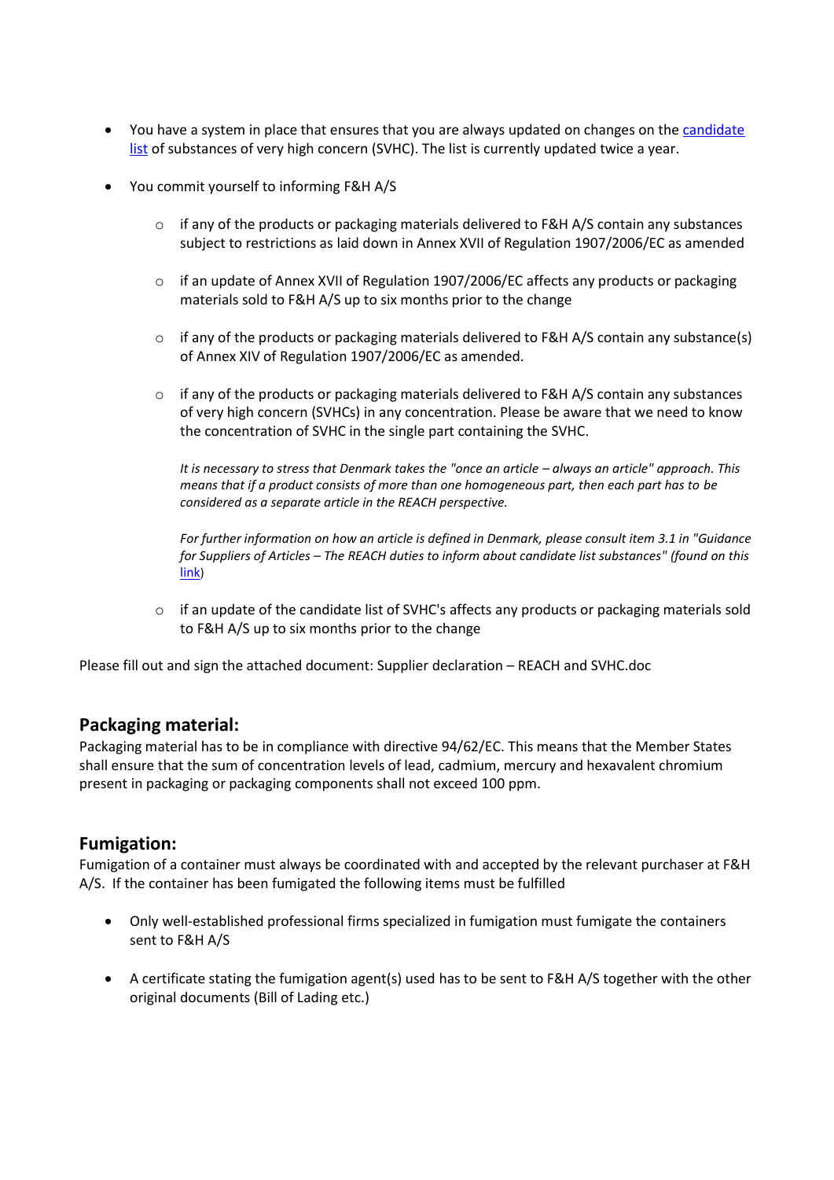- You have a system in place that ensures that you are always updated on changes on the [candidate list]() of substances of very high concern (SVHC). The list is currently updated twice a year.

- You commit yourself to informing F&H A/S

  - if any of the products or packaging materials delivered to F&H A/S contain any substances subject to restrictions as laid down in Annex XVII of Regulation 1907/2006/EC as amended

  - if an update of Annex XVII of Regulation 1907/2006/EC affects any products or packaging materials sold to F&H A/S up to six months prior to the change

  - if any of the products or packaging materials delivered to F&H A/S contain any substance(s) of Annex XIV of Regulation 1907/2006/EC as amended.

  - if any of the products or packaging materials delivered to F&H A/S contain any substances of very high concern (SVHCs) in any concentration. Please be aware that we need to know the concentration of SVHC in the single part containing the SVHC.

    *It is necessary to stress that Denmark takes the "once an article – always an article" approach. This means that if a product consists of more than one homogeneous part, then each part has to be considered as a separate article in the REACH perspective.*

    *For further information on how an article is defined in Denmark, please consult item 3.1 in "Guidance for Suppliers of Articles – The REACH duties to inform about candidate list substances" (found on this [link]())*

  - if an update of the candidate list of SVHC's affects any products or packaging materials sold to F&H A/S up to six months prior to the change

Please fill out and sign the attached document: Supplier declaration – REACH and SVHC.doc

## Packaging material:

Packaging material has to be in compliance with directive 94/62/EC. This means that the Member States shall ensure that the sum of concentration levels of lead, cadmium, mercury and hexavalent chromium present in packaging or packaging components shall not exceed 100 ppm.

## Fumigation:

Fumigation of a container must always be coordinated with and accepted by the relevant purchaser at F&H A/S. If the container has been fumigated the following items must be fulfilled

- Only well-established professional firms specialized in fumigation must fumigate the containers sent to F&H A/S

- A certificate stating the fumigation agent(s) used has to be sent to F&H A/S together with the other original documents (Bill of Lading etc.)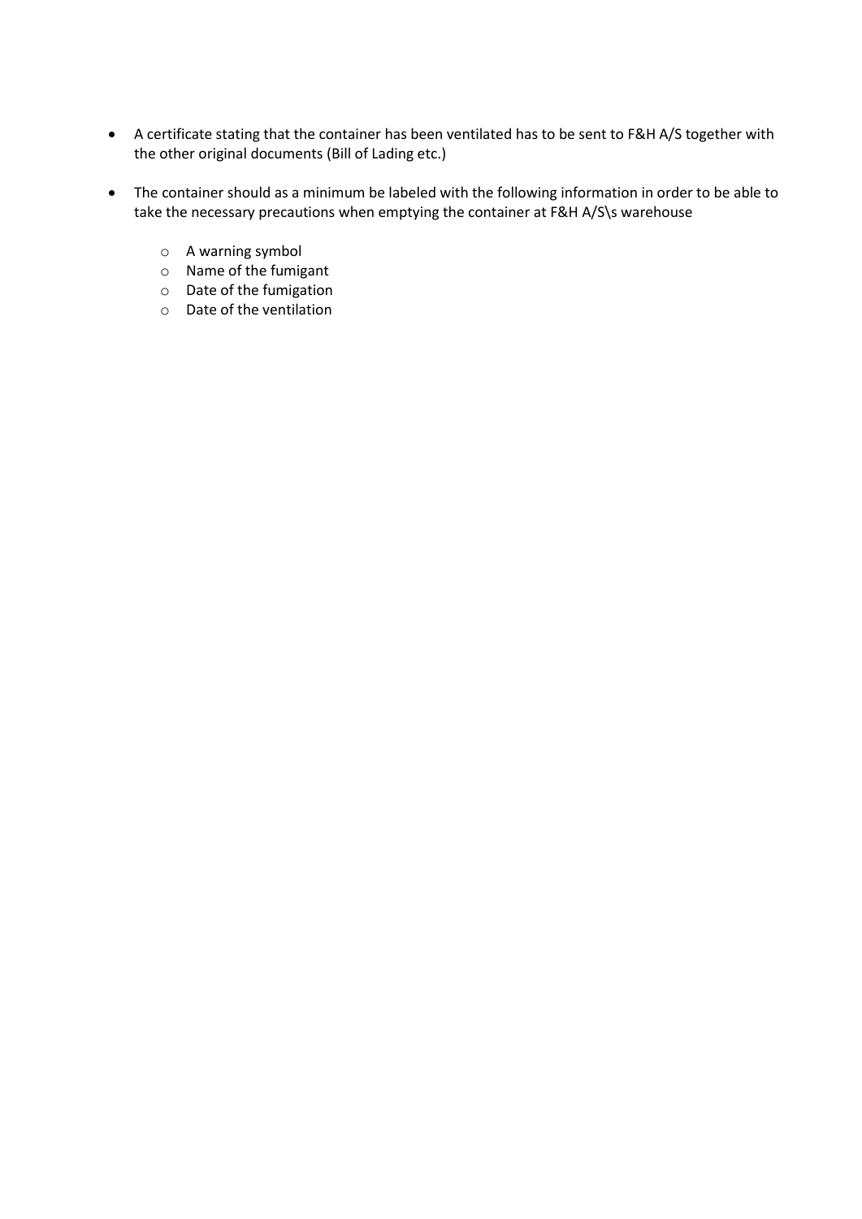- A certificate stating that the container has been ventilated has to be sent to F&H A/S together with the other original documents (Bill of Lading etc.)

- The container should as a minimum be labeled with the following information in order to be able to take the necessary precautions when emptying the container at F&H A/S\s warehouse

  - A warning symbol
  - Name of the fumigant
  - Date of the fumigation
  - Date of the ventilation